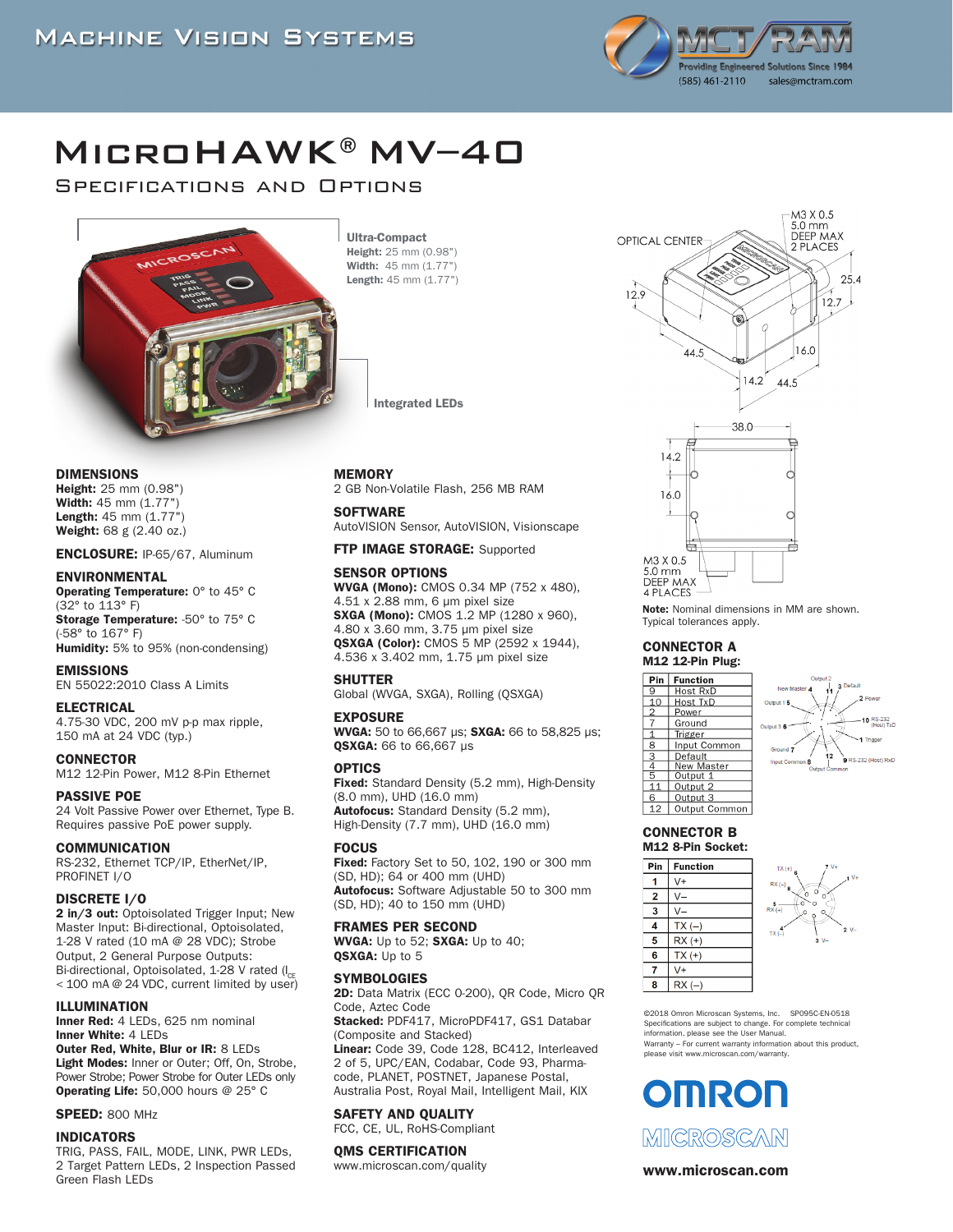Machine Vision Systems

MCT/RAM
Providing Engineered Solutions Since 1984
(585) 461-2110 sales@mctram.com

# MicroHAWK® MV-40

## Specifications and Options

**Ultra-Compact**
**Height:** 25 mm (0.98")
**Width:** 45 mm (1.77")
**Length:** 45 mm (1.77")

**Integrated LEDs**

OPTICAL CENTER

M3 X 0.5
5.0 mm
DEEP MAX
2 PLACES

M3 X 0.5
5.0 mm
DEEP MAX
4 PLACES

**Note:** Nominal dimensions in MM are shown. Typical tolerances apply.

### DIMENSIONS
**Height:** 25 mm (0.98")
**Width:** 45 mm (1.77")
**Length:** 45 mm (1.77")
**Weight:** 68 g (2.40 oz.)

**ENCLOSURE:** IP-65/67, Aluminum

### ENVIRONMENTAL
**Operating Temperature:** 0° to 45° C (32° to 113° F)
**Storage Temperature:** -50° to 75° C (-58° to 167° F)
**Humidity:** 5% to 95% (non-condensing)

### EMISSIONS
EN 55022:2010 Class A Limits

### ELECTRICAL
4.75-30 VDC, 200 mV p-p max ripple, 150 mA at 24 VDC (typ.)

### CONNECTOR
M12 12-Pin Power, M12 8-Pin Ethernet

### PASSIVE POE
24 Volt Passive Power over Ethernet, Type B. Requires passive PoE power supply.

### COMMUNICATION
RS-232, Ethernet TCP/IP, EtherNet/IP, PROFINET I/O

### DISCRETE I/O
**2 in/3 out:** Optoisolated Trigger Input; New Master Input: Bi-directional, Optoisolated, 1-28 V rated (10 mA @ 28 VDC); Strobe Output, 2 General Purpose Outputs: Bi-directional, Optoisolated, 1-28 V rated ($I_{CE}$ < 100 mA @ 24 VDC, current limited by user)

### ILLUMINATION
**Inner Red:** 4 LEDs, 625 nm nominal
**Inner White:** 4 LEDs
**Outer Red, White, Blur or IR:** 8 LEDs
**Light Modes:** Inner or Outer; Off, On, Strobe, Power Strobe; Power Strobe for Outer LEDs only
**Operating Life:** 50,000 hours @ 25° C

**SPEED:** 800 MHz

### INDICATORS
TRIG, PASS, FAIL, MODE, LINK, PWR LEDs, 2 Target Pattern LEDs, 2 Inspection Passed Green Flash LEDs

### MEMORY
2 GB Non-Volatile Flash, 256 MB RAM

### SOFTWARE
AutoVISION Sensor, AutoVISION, Visionscape

**FTP IMAGE STORAGE:** Supported

### SENSOR OPTIONS
**WVGA (Mono):** CMOS 0.34 MP (752 x 480), 4.51 x 2.88 mm, 6 µm pixel size
**SXGA (Mono):** CMOS 1.2 MP (1280 x 960), 4.80 x 3.60 mm, 3.75 µm pixel size
**QSXGA (Color):** CMOS 5 MP (2592 x 1944), 4.536 x 3.402 mm, 1.75 µm pixel size

### SHUTTER
Global (WVGA, SXGA), Rolling (QSXGA)

### EXPOSURE
**WVGA:** 50 to 66,667 µs; **SXGA:** 66 to 58,825 µs; **QSXGA:** 66 to 66,667 µs

### OPTICS
**Fixed:** Standard Density (5.2 mm), High-Density (8.0 mm), UHD (16.0 mm)
**Autofocus:** Standard Density (5.2 mm), High-Density (7.7 mm), UHD (16.0 mm)

### FOCUS
**Fixed:** Factory Set to 50, 102, 190 or 300 mm (SD, HD); 64 or 400 mm (UHD)
**Autofocus:** Software Adjustable 50 to 300 mm (SD, HD); 40 to 150 mm (UHD)

### FRAMES PER SECOND
**WVGA:** Up to 52; **SXGA:** Up to 40; **QSXGA:** Up to 5

### SYMBOLOGIES
**2D:** Data Matrix (ECC 0-200), QR Code, Micro QR Code, Aztec Code
**Stacked:** PDF417, MicroPDF417, GS1 Databar (Composite and Stacked)
**Linear:** Code 39, Code 128, BC412, Interleaved 2 of 5, UPC/EAN, Codabar, Code 93, Pharmacode, PLANET, POSTNET, Japanese Postal, Australia Post, Royal Mail, Intelligent Mail, KIX

### SAFETY AND QUALITY
FCC, CE, UL, RoHS-Compliant

### QMS CERTIFICATION
www.microscan.com/quality

### CONNECTOR A
**M12 12-Pin Plug:**

| Pin | Function |
|---|---|
| 9 | Host RxD |
| 10 | Host TxD |
| 2 | Power |
| 7 | Ground |
| 1 | Trigger |
| 8 | Input Common |
| 3 | Default |
| 4 | New Master |
| 5 | Output 1 |
| 11 | Output 2 |
| 6 | Output 3 |
| 12 | Output Common |

### CONNECTOR B
**M12 8-Pin Socket:**

| Pin | Function |
|---|---|
| 1 | V+ |
| 2 | V– |
| 3 | V– |
| 4 | TX (–) |
| 5 | RX (+) |
| 6 | TX (+) |
| 7 | V+ |
| 8 | RX (–) |

©2018 Omron Microscan Systems, Inc. SP095C-EN-0518
Specifications are subject to change. For complete technical information, please see the User Manual.
Warranty – For current warranty information about this product, please visit www.microscan.com/warranty.

OMRON MICROSCAN

**www.microscan.com**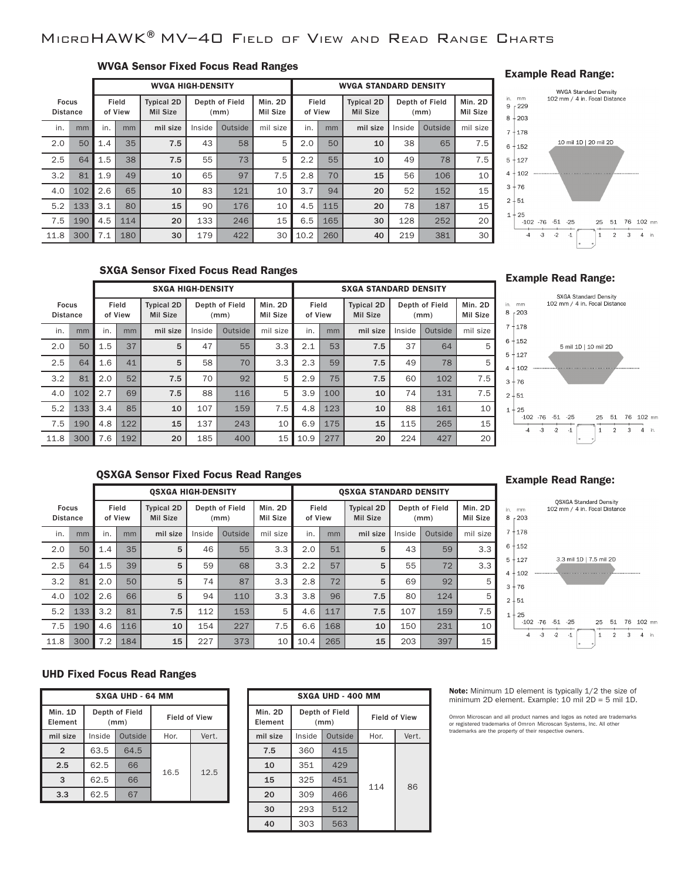# MicroHAWK® MV-40 Field of View and Read Range Charts

### WVGA Sensor Fixed Focus Read Ranges

| Focus Distance | | WVGA HIGH-DENSITY | | | | | | WVGA STANDARD DENSITY | | | | | |
|---|---|---|---|---|---|---|---|---|---|---|---|---|---|
| | | Field of View | | Typical 2D Mil Size | Depth of Field (mm) | | Min. 2D Mil Size | Field of View | | Typical 2D Mil Size | Depth of Field (mm) | | Min. 2D Mil Size |
| in. | mm | in. | mm | mil size | Inside | Outside | mil size | in. | mm | mil size | Inside | Outside | mil size |
| 2.0 | 50 | 1.4 | 35 | 7.5 | 43 | 58 | 5 | 2.0 | 50 | 10 | 38 | 65 | 7.5 |
| 2.5 | 64 | 1.5 | 38 | 7.5 | 55 | 73 | 5 | 2.2 | 55 | 10 | 49 | 78 | 7.5 |
| 3.2 | 81 | 1.9 | 49 | 10 | 65 | 97 | 7.5 | 2.8 | 70 | 15 | 56 | 106 | 10 |
| 4.0 | 102 | 2.6 | 65 | 10 | 83 | 121 | 10 | 3.7 | 94 | 20 | 52 | 152 | 15 |
| 5.2 | 133 | 3.1 | 80 | 15 | 90 | 176 | 10 | 4.5 | 115 | 20 | 78 | 187 | 15 |
| 7.5 | 190 | 4.5 | 114 | 20 | 133 | 246 | 15 | 6.5 | 165 | 30 | 128 | 252 | 20 |
| 11.8 | 300 | 7.1 | 180 | 30 | 179 | 422 | 30 | 10.2 | 260 | 40 | 219 | 381 | 30 |

**Example Read Range:**

WVGA Standard Density
102 mm / 4 in. Focal Distance
10 mil 1D | 20 mil 2D

### SXGA Sensor Fixed Focus Read Ranges

| Focus Distance | | SXGA HIGH-DENSITY | | | | | | SXGA STANDARD DENSITY | | | | | |
|---|---|---|---|---|---|---|---|---|---|---|---|---|---|
| | | Field of View | | Typical 2D Mil Size | Depth of Field (mm) | | Min. 2D Mil Size | Field of View | | Typical 2D Mil Size | Depth of Field (mm) | | Min. 2D Mil Size |
| in. | mm | in. | mm | mil size | Inside | Outside | mil size | in. | mm | mil size | Inside | Outside | mil size |
| 2.0 | 50 | 1.5 | 37 | 5 | 47 | 55 | 3.3 | 2.1 | 53 | 7.5 | 37 | 64 | 5 |
| 2.5 | 64 | 1.6 | 41 | 5 | 58 | 70 | 3.3 | 2.3 | 59 | 7.5 | 49 | 78 | 5 |
| 3.2 | 81 | 2.0 | 52 | 7.5 | 70 | 92 | 5 | 2.9 | 75 | 7.5 | 60 | 102 | 7.5 |
| 4.0 | 102 | 2.7 | 69 | 7.5 | 88 | 116 | 5 | 3.9 | 100 | 10 | 74 | 131 | 7.5 |
| 5.2 | 133 | 3.4 | 85 | 10 | 107 | 159 | 7.5 | 4.8 | 123 | 10 | 88 | 161 | 10 |
| 7.5 | 190 | 4.8 | 122 | 15 | 137 | 243 | 10 | 6.9 | 175 | 15 | 115 | 265 | 15 |
| 11.8 | 300 | 7.6 | 192 | 20 | 185 | 400 | 15 | 10.9 | 277 | 20 | 224 | 427 | 20 |

**Example Read Range:**

SXGA Standard Density
102 mm / 4 in. Focal Distance
5 mil 1D | 10 mil 2D

### QSXGA Sensor Fixed Focus Read Ranges

| Focus Distance | | QSXGA HIGH-DENSITY | | | | | | QSXGA STANDARD DENSITY | | | | | |
|---|---|---|---|---|---|---|---|---|---|---|---|---|---|
| | | Field of View | | Typical 2D Mil Size | Depth of Field (mm) | | Min. 2D Mil Size | Field of View | | Typical 2D Mil Size | Depth of Field (mm) | | Min. 2D Mil Size |
| in. | mm | in. | mm | mil size | Inside | Outside | mil size | in. | mm | mil size | Inside | Outside | mil size |
| 2.0 | 50 | 1.4 | 35 | 5 | 46 | 55 | 3.3 | 2.0 | 51 | 5 | 43 | 59 | 3.3 |
| 2.5 | 64 | 1.5 | 39 | 5 | 59 | 68 | 3.3 | 2.2 | 57 | 5 | 55 | 72 | 3.3 |
| 3.2 | 81 | 2.0 | 50 | 5 | 74 | 87 | 3.3 | 2.8 | 72 | 5 | 69 | 92 | 5 |
| 4.0 | 102 | 2.6 | 66 | 5 | 94 | 110 | 3.3 | 3.8 | 96 | 7.5 | 80 | 124 | 5 |
| 5.2 | 133 | 3.2 | 81 | 7.5 | 112 | 153 | 5 | 4.6 | 117 | 7.5 | 107 | 159 | 7.5 |
| 7.5 | 190 | 4.6 | 116 | 10 | 154 | 227 | 7.5 | 6.6 | 168 | 10 | 150 | 231 | 10 |
| 11.8 | 300 | 7.2 | 184 | 15 | 227 | 373 | 10 | 10.4 | 265 | 15 | 203 | 397 | 15 |

**Example Read Range:**

QSXGA Standard Density
102 mm / 4 in. Focal Distance
3.3 mil 1D | 7.5 mil 2D

### UHD Fixed Focus Read Ranges

| SXGA UHD - 64 MM | | | | |
|---|---|---|---|---|
| Min. 1D Element | Depth of Field (mm) | | Field of View | |
| mil size | Inside | Outside | Hor. | Vert. |
| 2 | 63.5 | 64.5 | 16.5 | 12.5 |
| 2.5 | 62.5 | 66 | | |
| 3 | 62.5 | 66 | | |
| 3.3 | 62.5 | 67 | | |

| SXGA UHD - 400 MM | | | | |
|---|---|---|---|---|
| Min. 2D Element | Depth of Field (mm) | | Field of View | |
| mil size | Inside | Outside | Hor. | Vert. |
| 7.5 | 360 | 415 | 114 | 86 |
| 10 | 351 | 429 | | |
| 15 | 325 | 451 | | |
| 20 | 309 | 466 | | |
| 30 | 293 | 512 | | |
| 40 | 303 | 563 | | |

**Note:** Minimum 1D element is typically 1/2 the size of minimum 2D element. Example: 10 mil 2D = 5 mil 1D.

Omron Microscan and all product names and logos as noted are trademarks or registered trademarks of Omron Microscan Systems, Inc. All other trademarks are the property of their respective owners.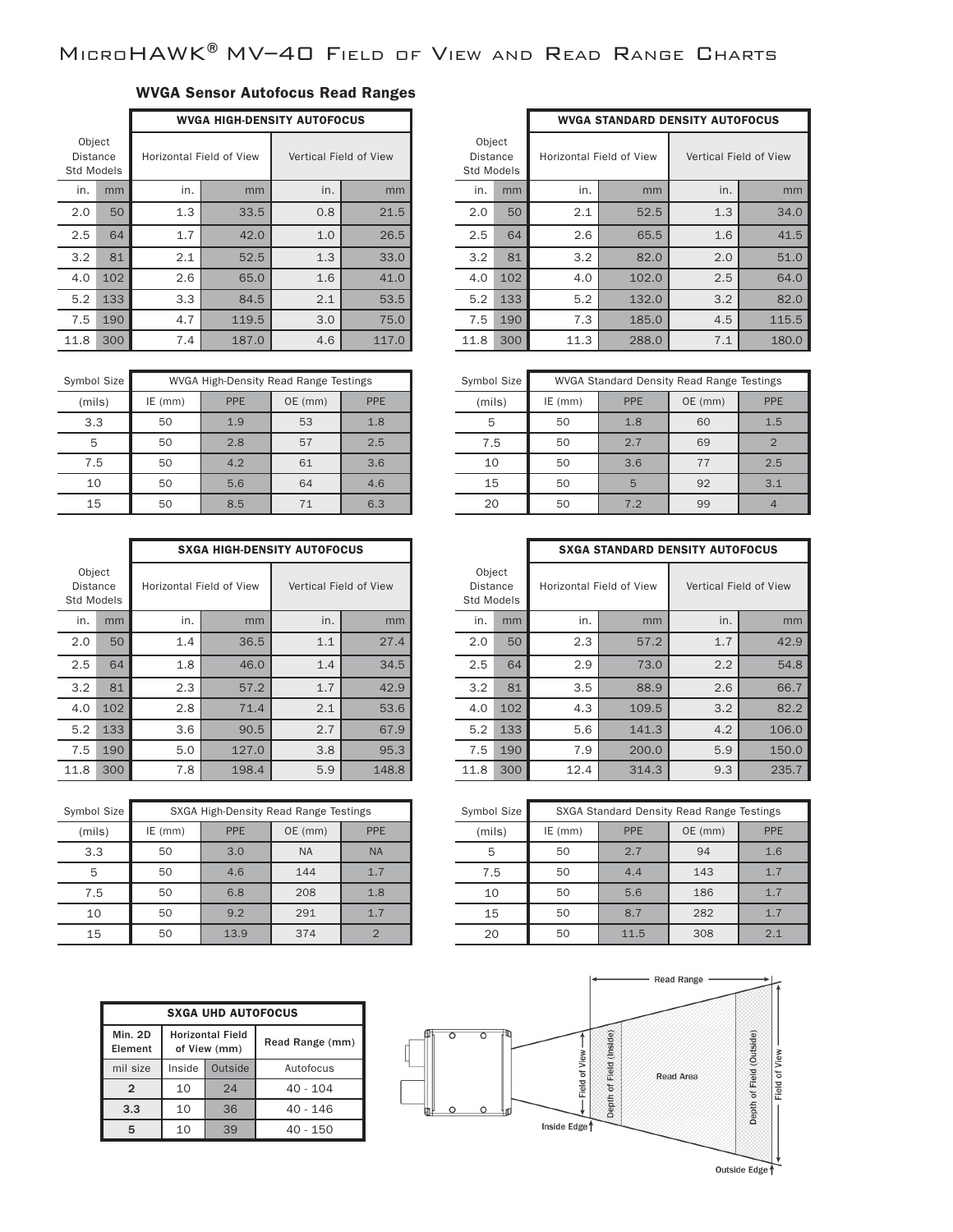# MicroHAWK® MV–40 Field of View and Read Range Charts

## WVGA Sensor Autofocus Read Ranges

| Object Distance Std Models | | WVGA HIGH-DENSITY AUTOFOCUS | | | |
|---|---|---|---|---|---|
| | | Horizontal Field of View | | Vertical Field of View | |
| in. | mm | in. | mm | in. | mm |
| 2.0 | 50 | 1.3 | 33.5 | 0.8 | 21.5 |
| 2.5 | 64 | 1.7 | 42.0 | 1.0 | 26.5 |
| 3.2 | 81 | 2.1 | 52.5 | 1.3 | 33.0 |
| 4.0 | 102 | 2.6 | 65.0 | 1.6 | 41.0 |
| 5.2 | 133 | 3.3 | 84.5 | 2.1 | 53.5 |
| 7.5 | 190 | 4.7 | 119.5 | 3.0 | 75.0 |
| 11.8 | 300 | 7.4 | 187.0 | 4.6 | 117.0 |

| Object Distance Std Models | | WVGA STANDARD DENSITY AUTOFOCUS | | | |
|---|---|---|---|---|---|
| | | Horizontal Field of View | | Vertical Field of View | |
| in. | mm | in. | mm | in. | mm |
| 2.0 | 50 | 2.1 | 52.5 | 1.3 | 34.0 |
| 2.5 | 64 | 2.6 | 65.5 | 1.6 | 41.5 |
| 3.2 | 81 | 3.2 | 82.0 | 2.0 | 51.0 |
| 4.0 | 102 | 4.0 | 102.0 | 2.5 | 64.0 |
| 5.2 | 133 | 5.2 | 132.0 | 3.2 | 82.0 |
| 7.5 | 190 | 7.3 | 185.0 | 4.5 | 115.5 |
| 11.8 | 300 | 11.3 | 288.0 | 7.1 | 180.0 |

| Symbol Size | WVGA High-Density Read Range Testings | | | |
|---|---|---|---|---|
| (mils) | IE (mm) | PPE | OE (mm) | PPE |
| 3.3 | 50 | 1.9 | 53 | 1.8 |
| 5 | 50 | 2.8 | 57 | 2.5 |
| 7.5 | 50 | 4.2 | 61 | 3.6 |
| 10 | 50 | 5.6 | 64 | 4.6 |
| 15 | 50 | 8.5 | 71 | 6.3 |

| Symbol Size | WVGA Standard Density Read Range Testings | | | |
|---|---|---|---|---|
| (mils) | IE (mm) | PPE | OE (mm) | PPE |
| 5 | 50 | 1.8 | 60 | 1.5 |
| 7.5 | 50 | 2.7 | 69 | 2 |
| 10 | 50 | 3.6 | 77 | 2.5 |
| 15 | 50 | 5 | 92 | 3.1 |
| 20 | 50 | 7.2 | 99 | 4 |

| Object Distance Std Models | | SXGA HIGH-DENSITY AUTOFOCUS | | | |
|---|---|---|---|---|---|
| | | Horizontal Field of View | | Vertical Field of View | |
| in. | mm | in. | mm | in. | mm |
| 2.0 | 50 | 1.4 | 36.5 | 1.1 | 27.4 |
| 2.5 | 64 | 1.8 | 46.0 | 1.4 | 34.5 |
| 3.2 | 81 | 2.3 | 57.2 | 1.7 | 42.9 |
| 4.0 | 102 | 2.8 | 71.4 | 2.1 | 53.6 |
| 5.2 | 133 | 3.6 | 90.5 | 2.7 | 67.9 |
| 7.5 | 190 | 5.0 | 127.0 | 3.8 | 95.3 |
| 11.8 | 300 | 7.8 | 198.4 | 5.9 | 148.8 |

| Object Distance Std Models | | SXGA STANDARD DENSITY AUTOFOCUS | | | |
|---|---|---|---|---|---|
| | | Horizontal Field of View | | Vertical Field of View | |
| in. | mm | in. | mm | in. | mm |
| 2.0 | 50 | 2.3 | 57.2 | 1.7 | 42.9 |
| 2.5 | 64 | 2.9 | 73.0 | 2.2 | 54.8 |
| 3.2 | 81 | 3.5 | 88.9 | 2.6 | 66.7 |
| 4.0 | 102 | 4.3 | 109.5 | 3.2 | 82.2 |
| 5.2 | 133 | 5.6 | 141.3 | 4.2 | 106.0 |
| 7.5 | 190 | 7.9 | 200.0 | 5.9 | 150.0 |
| 11.8 | 300 | 12.4 | 314.3 | 9.3 | 235.7 |

| Symbol Size | SXGA High-Density Read Range Testings | | | |
|---|---|---|---|---|
| (mils) | IE (mm) | PPE | OE (mm) | PPE |
| 3.3 | 50 | 3.0 | NA | NA |
| 5 | 50 | 4.6 | 144 | 1.7 |
| 7.5 | 50 | 6.8 | 208 | 1.8 |
| 10 | 50 | 9.2 | 291 | 1.7 |
| 15 | 50 | 13.9 | 374 | 2 |

| Symbol Size | SXGA Standard Density Read Range Testings | | | |
|---|---|---|---|---|
| (mils) | IE (mm) | PPE | OE (mm) | PPE |
| 5 | 50 | 2.7 | 94 | 1.6 |
| 7.5 | 50 | 4.4 | 143 | 1.7 |
| 10 | 50 | 5.6 | 186 | 1.7 |
| 15 | 50 | 8.7 | 282 | 1.7 |
| 20 | 50 | 11.5 | 308 | 2.1 |

| SXGA UHD AUTOFOCUS | | | |
|---|---|---|---|
| Min. 2D Element | Horizontal Field of View (mm) | | Read Range (mm) |
| mil size | Inside | Outside | Autofocus |
| 2 | 10 | 24 | 40 - 104 |
| 3.3 | 10 | 36 | 40 - 146 |
| 5 | 10 | 39 | 40 - 150 |

Read Range
Field of View
Depth of Field (Inside)
Read Area
Depth of Field (Outside)
Field of View
Inside Edge
Outside Edge